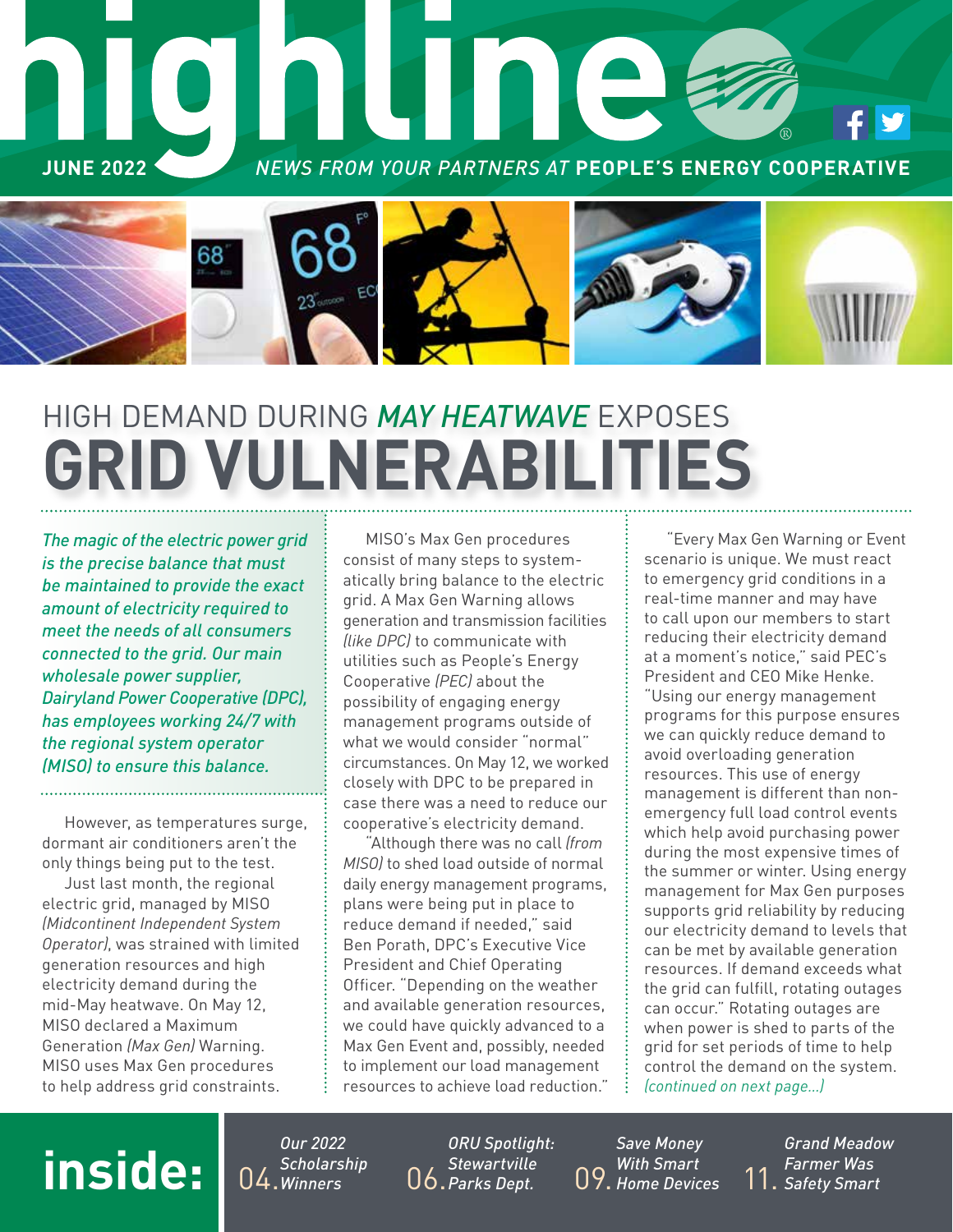# highline

JUNE 2022

*NEWS FROM YOUR PARTNERS AT* **PEOPLE'S ENERGY COOPERATIVE**

## HIGH DEMAND DURING *MAY HEATWAVE* EXPOSES GRID VULNERABILITIES

*The magic of the electric power grid is the precise balance that must be maintained to provide the exact amount of electricity required to meet the needs of all consumers connected to the grid. Our main wholesale power supplier, Dairyland Power Cooperative (DPC), has employees working 24/7 with the regional system operator (MISO) to ensure this balance.*

However, as temperatures surge, dormant air conditioners aren't the only things being put to the test.

Just last month, the regional electric grid, managed by MISO *(Midcontinent Independent System Operator)*, was strained with limited generation resources and high electricity demand during the mid-May heatwave. On May 12, MISO declared a Maximum Generation *(Max Gen)* Warning. MISO uses Max Gen procedures to help address grid constraints.

MISO's Max Gen procedures consist of many steps to systematically bring balance to the electric grid. A Max Gen Warning allows generation and transmission facilities *(like DPC)* to communicate with utilities such as People's Energy Cooperative *(PEC)* about the possibility of engaging energy management programs outside of what we would consider "normal" circumstances. On May 12, we worked closely with DPC to be prepared in case there was a need to reduce our cooperative's electricity demand.

"Although there was no call *(from MISO)* to shed load outside of normal daily energy management programs, plans were being put in place to reduce demand if needed," said Ben Porath, DPC's Executive Vice President and Chief Operating Officer. "Depending on the weather and available generation resources, we could have quickly advanced to a Max Gen Event and, possibly, needed to implement our load management resources to achieve load reduction."

"Every Max Gen Warning or Event scenario is unique. We must react to emergency grid conditions in a real-time manner and may have to call upon our members to start reducing their electricity demand at a moment's notice," said PEC's President and CEO Mike Henke. "Using our energy management programs for this purpose ensures we can quickly reduce demand to avoid overloading generation resources. This use of energy management is different than non-emergency full load control events which help avoid purchasing power during the most expensive times of the summer or winter. Using energy management for Max Gen purposes supports grid reliability by reducing our electricity demand to levels that can be met by available generation resources. If demand exceeds what the grid can fulfill, rotating outages can occur." Rotating outages are when power is shed to parts of the grid for set periods of time to help control the demand on the system. *(continued on next page...)*

## inside:

- 04. *Our 2022 Scholarship Winners*
- 06. *ORU Spotlight: Stewartville Parks Dept.*
- 09. *Save Money With Smart Home Devices*
- 11. *Grand Meadow Farmer Was Safety Smart*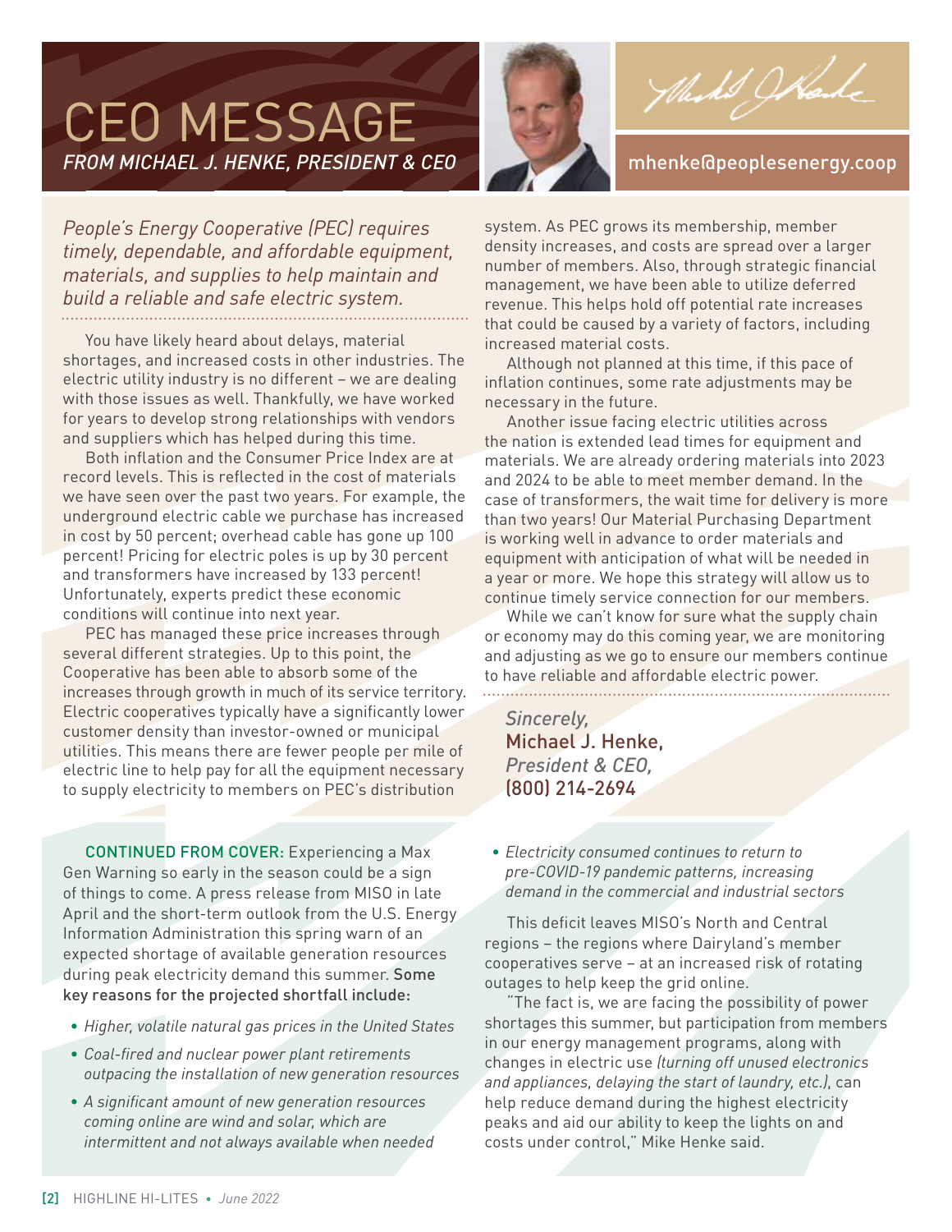# CEO MESSAGE

*FROM MICHAEL J. HENKE, PRESIDENT & CEO*

mhenke@peoplesenergy.coop

*People's Energy Cooperative (PEC) requires timely, dependable, and affordable equipment, materials, and supplies to help maintain and build a reliable and safe electric system.*

You have likely heard about delays, material shortages, and increased costs in other industries. The electric utility industry is no different – we are dealing with those issues as well. Thankfully, we have worked for years to develop strong relationships with vendors and suppliers which has helped during this time.

Both inflation and the Consumer Price Index are at record levels. This is reflected in the cost of materials we have seen over the past two years. For example, the underground electric cable we purchase has increased in cost by 50 percent; overhead cable has gone up 100 percent! Pricing for electric poles is up by 30 percent and transformers have increased by 133 percent! Unfortunately, experts predict these economic conditions will continue into next year.

PEC has managed these price increases through several different strategies. Up to this point, the Cooperative has been able to absorb some of the increases through growth in much of its service territory. Electric cooperatives typically have a significantly lower customer density than investor-owned or municipal utilities. This means there are fewer people per mile of electric line to help pay for all the equipment necessary to supply electricity to members on PEC's distribution system. As PEC grows its membership, member density increases, and costs are spread over a larger number of members. Also, through strategic financial management, we have been able to utilize deferred revenue. This helps hold off potential rate increases that could be caused by a variety of factors, including increased material costs.

Although not planned at this time, if this pace of inflation continues, some rate adjustments may be necessary in the future.

Another issue facing electric utilities across the nation is extended lead times for equipment and materials. We are already ordering materials into 2023 and 2024 to be able to meet member demand. In the case of transformers, the wait time for delivery is more than two years! Our Material Purchasing Department is working well in advance to order materials and equipment with anticipation of what will be needed in a year or more. We hope this strategy will allow us to continue timely service connection for our members.

While we can't know for sure what the supply chain or economy may do this coming year, we are monitoring and adjusting as we go to ensure our members continue to have reliable and affordable electric power.

*Sincerely,*
Michael J. Henke,
*President & CEO,*
(800) 214-2694

---

**CONTINUED FROM COVER:** Experiencing a Max Gen Warning so early in the season could be a sign of things to come. A press release from MISO in late April and the short-term outlook from the U.S. Energy Information Administration this spring warn of an expected shortage of available generation resources during peak electricity demand this summer. **Some key reasons for the projected shortfall include:**

- *Higher, volatile natural gas prices in the United States*
- *Coal-fired and nuclear power plant retirements outpacing the installation of new generation resources*
- *A significant amount of new generation resources coming online are wind and solar, which are intermittent and not always available when needed*
- *Electricity consumed continues to return to pre-COVID-19 pandemic patterns, increasing demand in the commercial and industrial sectors*

This deficit leaves MISO's North and Central regions – the regions where Dairyland's member cooperatives serve – at an increased risk of rotating outages to help keep the grid online.

"The fact is, we are facing the possibility of power shortages this summer, but participation from members in our energy management programs, along with changes in electric use *(turning off unused electronics and appliances, delaying the start of laundry, etc.)*, can help reduce demand during the highest electricity peaks and aid our ability to keep the lights on and costs under control," Mike Henke said.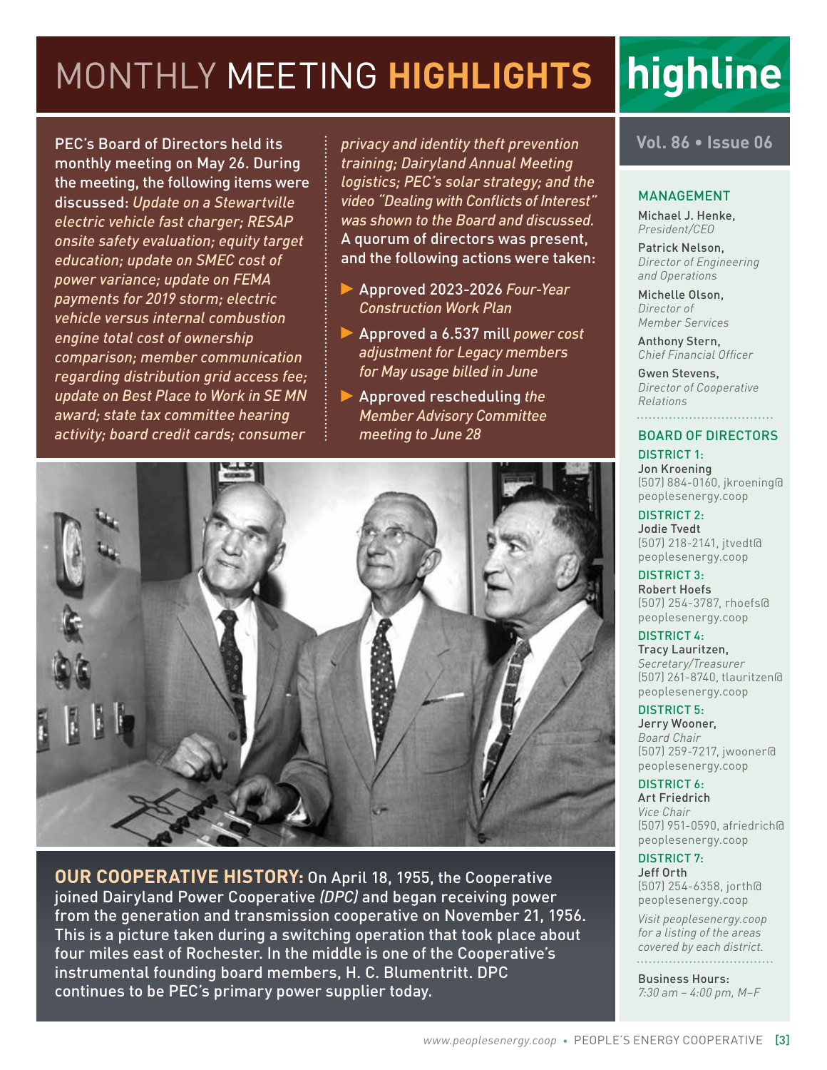# MONTHLY MEETING **HIGHLIGHTS**

PEC's Board of Directors held its monthly meeting on May 26. During the meeting, the following items were discussed: *Update on a Stewartville electric vehicle fast charger; RESAP onsite safety evaluation; equity target education; update on SMEC cost of power variance; update on FEMA payments for 2019 storm; electric vehicle versus internal combustion engine total cost of ownership comparison; member communication regarding distribution grid access fee; update on Best Place to Work in SE MN award; state tax committee hearing activity; board credit cards; consumer privacy and identity theft prevention training; Dairyland Annual Meeting logistics; PEC's solar strategy; and the video "Dealing with Conflicts of Interest" was shown to the Board and discussed.* A quorum of directors was present, and the following actions were taken:

- Approved 2023-2026 *Four-Year Construction Work Plan*
- Approved a 6.537 mill *power cost adjustment for Legacy members for May usage billed in June*
- Approved rescheduling *the Member Advisory Committee meeting to June 28*

**OUR COOPERATIVE HISTORY:** On April 18, 1955, the Cooperative joined Dairyland Power Cooperative *(DPC)* and began receiving power from the generation and transmission cooperative on November 21, 1956. This is a picture taken during a switching operation that took place about four miles east of Rochester. In the middle is one of the Cooperative's instrumental founding board members, H. C. Blumentritt. DPC continues to be PEC's primary power supplier today.

# highline

**Vol. 86 • Issue 06**

## MANAGEMENT

Michael J. Henke,
*President/CEO*

Patrick Nelson,
*Director of Engineering and Operations*

Michelle Olson,
*Director of Member Services*

Anthony Stern,
*Chief Financial Officer*

Gwen Stevens,
*Director of Cooperative Relations*

## BOARD OF DIRECTORS

**DISTRICT 1:**
Jon Kroening
(507) 884-0160, jkroening@peoplesenergy.coop

**DISTRICT 2:**
Jodie Tvedt
(507) 218-2141, jtvedt@peoplesenergy.coop

**DISTRICT 3:**
Robert Hoefs
(507) 254-3787, rhoefs@peoplesenergy.coop

**DISTRICT 4:**
Tracy Lauritzen,
*Secretary/Treasurer*
(507) 261-8740, tlauritzen@peoplesenergy.coop

**DISTRICT 5:**
Jerry Wooner,
*Board Chair*
(507) 259-7217, jwooner@peoplesenergy.coop

**DISTRICT 6:**
Art Friedrich
*Vice Chair*
(507) 951-0590, afriedrich@peoplesenergy.coop

**DISTRICT 7:**
Jeff Orth
(507) 254-6358, jorth@peoplesenergy.coop

*Visit peoplesenergy.coop for a listing of the areas covered by each district.*

Business Hours:
*7:30 am – 4:00 pm, M–F*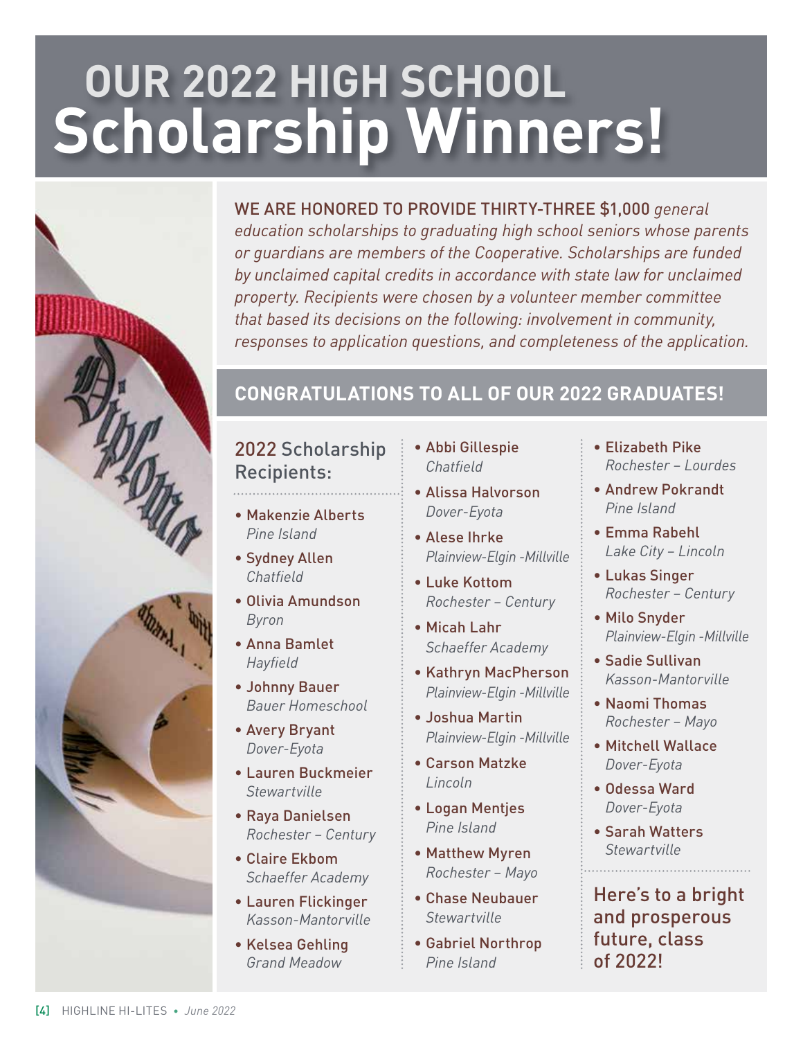# OUR 2022 HIGH SCHOOL Scholarship Winners!

WE ARE HONORED TO PROVIDE THIRTY-THREE $1,000 *general education scholarships to graduating high school seniors whose parents or guardians are members of the Cooperative. Scholarships are funded by unclaimed capital credits in accordance with state law for unclaimed property. Recipients were chosen by a volunteer member committee that based its decisions on the following: involvement in community, responses to application questions, and completeness of the application.*

## CONGRATULATIONS TO ALL OF OUR 2022 GRADUATES!

### 2022 Scholarship Recipients:

- Makenzie Alberts
  *Pine Island*
- Sydney Allen
  *Chatfield*
- Olivia Amundson
  *Byron*
- Anna Bamlet
  *Hayfield*
- Johnny Bauer
  *Bauer Homeschool*
- Avery Bryant
  *Dover-Eyota*
- Lauren Buckmeier
  *Stewartville*
- Raya Danielsen
  *Rochester – Century*
- Claire Ekbom
  *Schaeffer Academy*
- Lauren Flickinger
  *Kasson-Mantorville*
- Kelsea Gehling
  *Grand Meadow*
- Abbi Gillespie
  *Chatfield*
- Alissa Halvorson
  *Dover-Eyota*
- Alese Ihrke
  *Plainview-Elgin -Millville*
- Luke Kottom
  *Rochester – Century*
- Micah Lahr
  *Schaeffer Academy*
- Kathryn MacPherson
  *Plainview-Elgin -Millville*
- Joshua Martin
  *Plainview-Elgin -Millville*
- Carson Matzke
  *Lincoln*
- Logan Mentjes
  *Pine Island*
- Matthew Myren
  *Rochester – Mayo*
- Chase Neubauer
  *Stewartville*
- Gabriel Northrop
  *Pine Island*
- Elizabeth Pike
  *Rochester – Lourdes*
- Andrew Pokrandt
  *Pine Island*
- Emma Rabehl
  *Lake City – Lincoln*
- Lukas Singer
  *Rochester – Century*
- Milo Snyder
  *Plainview-Elgin -Millville*
- Sadie Sullivan
  *Kasson-Mantorville*
- Naomi Thomas
  *Rochester – Mayo*
- Mitchell Wallace
  *Dover-Eyota*
- Odessa Ward
  *Dover-Eyota*
- Sarah Watters
  *Stewartville*

Here's to a bright and prosperous future, class of 2022!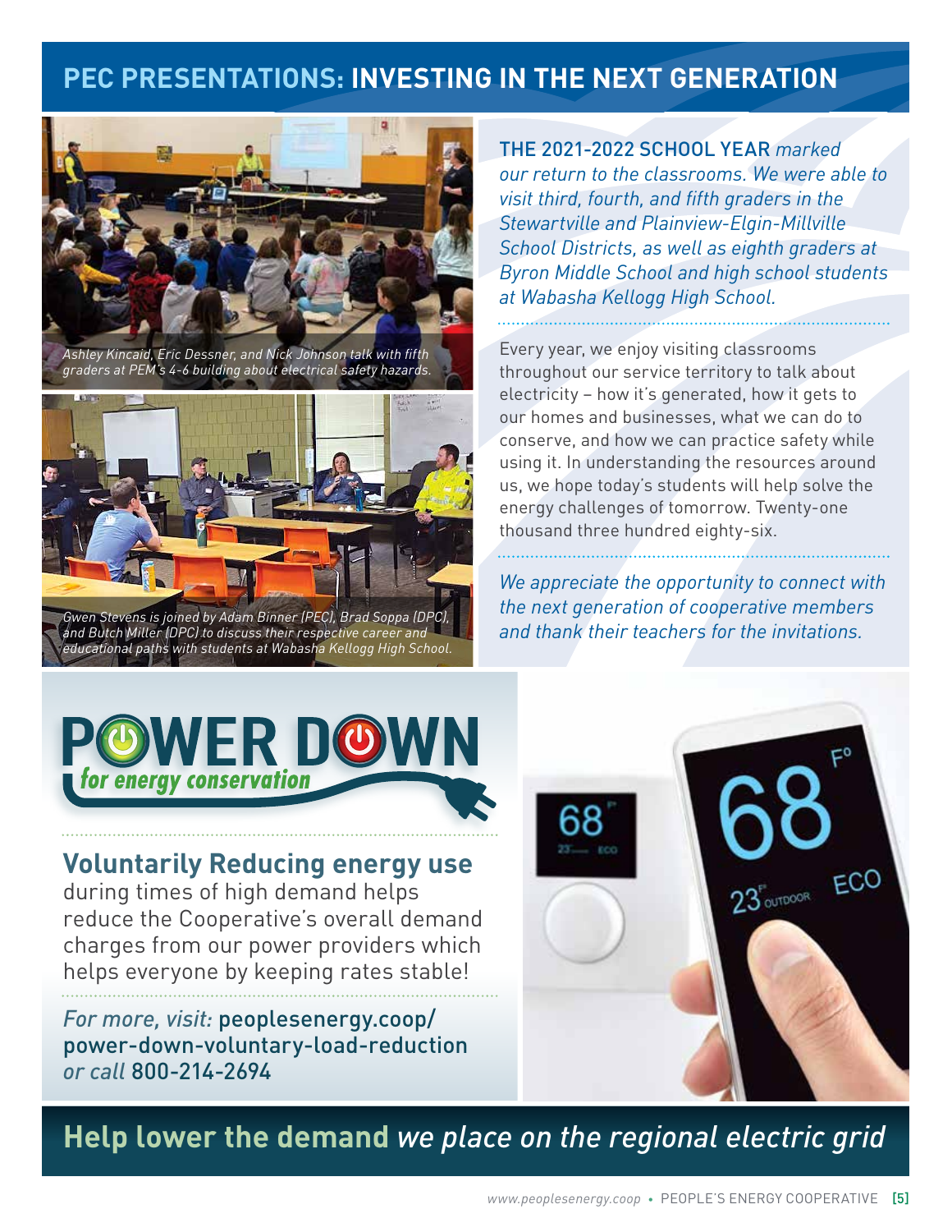## PEC PRESENTATIONS: INVESTING IN THE NEXT GENERATION

*Ashley Kincaid, Eric Dessner, and Nick Johnson talk with fifth graders at PEM's 4-6 building about electrical safety hazards.*

*Gwen Stevens is joined by Adam Binner (PEC), Brad Soppa (DPC), and Butch Miller (DPC) to discuss their respective career and educational paths with students at Wabasha Kellogg High School.*

THE 2021-2022 SCHOOL YEAR *marked our return to the classrooms. We were able to visit third, fourth, and fifth graders in the Stewartville and Plainview-Elgin-Millville School Districts, as well as eighth graders at Byron Middle School and high school students at Wabasha Kellogg High School.*

Every year, we enjoy visiting classrooms throughout our service territory to talk about electricity – how it's generated, how it gets to our homes and businesses, what we can do to conserve, and how we can practice safety while using it. In understanding the resources around us, we hope today's students will help solve the energy challenges of tomorrow. Twenty-one thousand three hundred eighty-six.

*We appreciate the opportunity to connect with the next generation of cooperative members and thank their teachers for the invitations.*

## POWER DOWN
*for energy conservation*

**Voluntarily Reducing energy use** during times of high demand helps reduce the Cooperative's overall demand charges from our power providers which helps everyone by keeping rates stable!

*For more, visit:* peoplesenergy.coop/power-down-voluntary-load-reduction *or call* 800-214-2694

**Help lower the demand** *we place on the regional electric grid*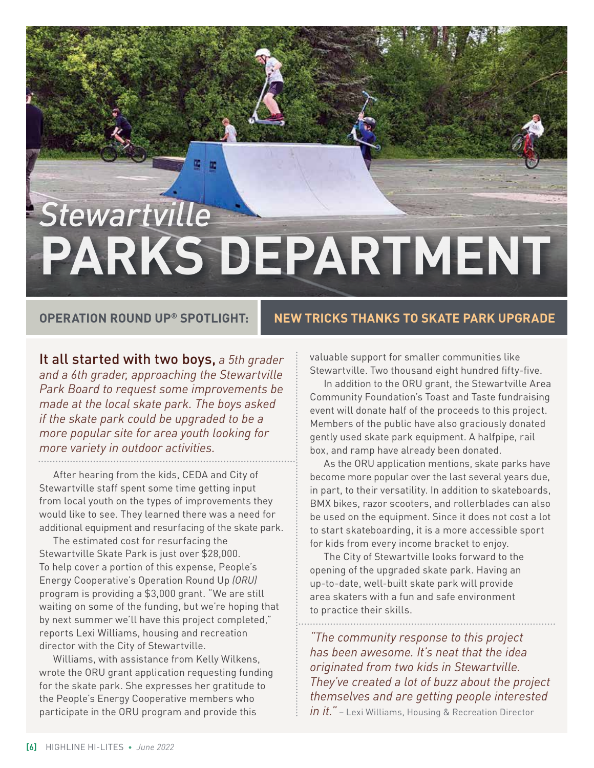# *Stewartville* PARKS DEPARTMENT

## OPERATION ROUND UP® SPOTLIGHT: NEW TRICKS THANKS TO SKATE PARK UPGRADE

**It all started with two boys,** *a 5th grader and a 6th grader, approaching the Stewartville Park Board to request some improvements be made at the local skate park. The boys asked if the skate park could be upgraded to be a more popular site for area youth looking for more variety in outdoor activities.*

After hearing from the kids, CEDA and City of Stewartville staff spent some time getting input from local youth on the types of improvements they would like to see. They learned there was a need for additional equipment and resurfacing of the skate park.

The estimated cost for resurfacing the Stewartville Skate Park is just over $28,000. To help cover a portion of this expense, People's Energy Cooperative's Operation Round Up *(ORU)* program is providing a $3,000 grant. "We are still waiting on some of the funding, but we're hoping that by next summer we'll have this project completed," reports Lexi Williams, housing and recreation director with the City of Stewartville.

Williams, with assistance from Kelly Wilkens, wrote the ORU grant application requesting funding for the skate park. She expresses her gratitude to the People's Energy Cooperative members who participate in the ORU program and provide this valuable support for smaller communities like Stewartville. Two thousand eight hundred fifty-five.

In addition to the ORU grant, the Stewartville Area Community Foundation's Toast and Taste fundraising event will donate half of the proceeds to this project. Members of the public have also graciously donated gently used skate park equipment. A halfpipe, rail box, and ramp have already been donated.

As the ORU application mentions, skate parks have become more popular over the last several years due, in part, to their versatility. In addition to skateboards, BMX bikes, razor scooters, and rollerblades can also be used on the equipment. Since it does not cost a lot to start skateboarding, it is a more accessible sport for kids from every income bracket to enjoy.

The City of Stewartville looks forward to the opening of the upgraded skate park. Having an up-to-date, well-built skate park will provide area skaters with a fun and safe environment to practice their skills.

*"The community response to this project has been awesome. It's neat that the idea originated from two kids in Stewartville. They've created a lot of buzz about the project themselves and are getting people interested in it."* – Lexi Williams, Housing & Recreation Director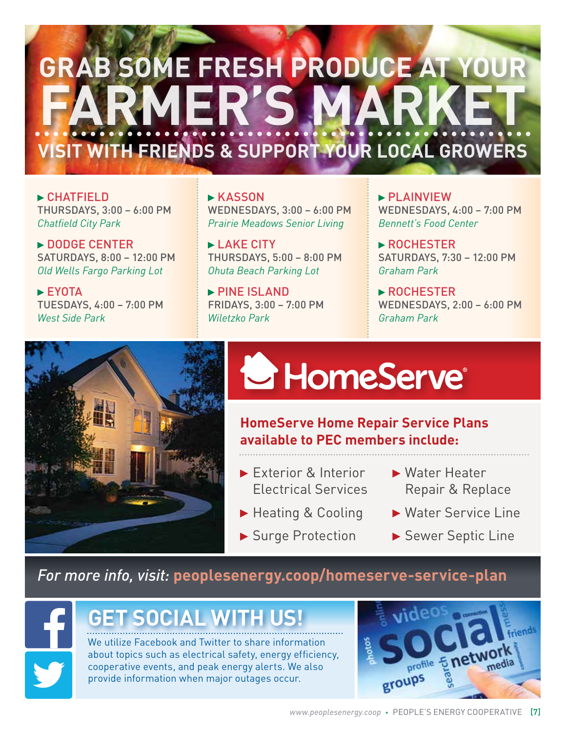# GRAB SOME FRESH PRODUCE AT YOUR FARMER'S MARKET

## VISIT WITH FRIENDS & SUPPORT YOUR LOCAL GROWERS

▶ **CHATFIELD**
THURSDAYS, 3:00 – 6:00 PM
*Chatfield City Park*

▶ **DODGE CENTER**
SATURDAYS, 8:00 – 12:00 PM
*Old Wells Fargo Parking Lot*

▶ **EYOTA**
TUESDAYS, 4:00 – 7:00 PM
*West Side Park*

▶ **KASSON**
WEDNESDAYS, 3:00 – 6:00 PM
*Prairie Meadows Senior Living*

▶ **LAKE CITY**
THURSDAYS, 5:00 – 8:00 PM
*Ohuta Beach Parking Lot*

▶ **PINE ISLAND**
FRIDAYS, 3:00 – 7:00 PM
*Wiletzko Park*

▶ **PLAINVIEW**
WEDNESDAYS, 4:00 – 7:00 PM
*Bennett's Food Center*

▶ **ROCHESTER**
SATURDAYS, 7:30 – 12:00 PM
*Graham Park*

▶ **ROCHESTER**
WEDNESDAYS, 2:00 – 6:00 PM
*Graham Park*

# HomeServe®

**HomeServe Home Repair Service Plans available to PEC members include:**

- Exterior & Interior Electrical Services
- Heating & Cooling
- Surge Protection
- Water Heater Repair & Replace
- Water Service Line
- Sewer Septic Line

*For more info, visit:* **peoplesenergy.coop/homeserve-service-plan**

# GET SOCIAL WITH US!

We utilize Facebook and Twitter to share information about topics such as electrical safety, energy efficiency, cooperative events, and peak energy alerts. We also provide information when major outages occur.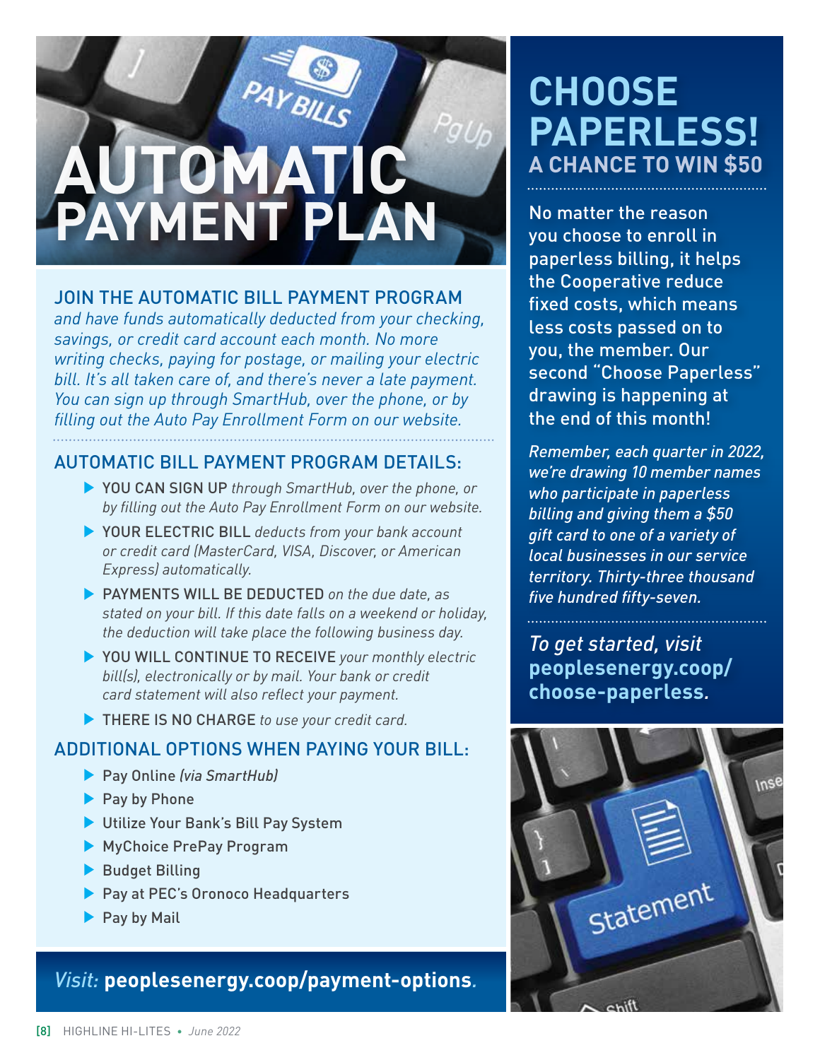# AUTOMATIC PAYMENT PLAN

## JOIN THE AUTOMATIC BILL PAYMENT PROGRAM

*and have funds automatically deducted from your checking, savings, or credit card account each month. No more writing checks, paying for postage, or mailing your electric bill. It's all taken care of, and there's never a late payment. You can sign up through SmartHub, over the phone, or by filling out the Auto Pay Enrollment Form on our website.*

## AUTOMATIC BILL PAYMENT PROGRAM DETAILS:

- YOU CAN SIGN UP *through SmartHub, over the phone, or by filling out the Auto Pay Enrollment Form on our website.*
- YOUR ELECTRIC BILL *deducts from your bank account or credit card (MasterCard, VISA, Discover, or American Express) automatically.*
- PAYMENTS WILL BE DEDUCTED *on the due date, as stated on your bill. If this date falls on a weekend or holiday, the deduction will take place the following business day.*
- YOU WILL CONTINUE TO RECEIVE *your monthly electric bill(s), electronically or by mail. Your bank or credit card statement will also reflect your payment.*
- THERE IS NO CHARGE *to use your credit card.*

## ADDITIONAL OPTIONS WHEN PAYING YOUR BILL:

- Pay Online *(via SmartHub)*
- Pay by Phone
- Utilize Your Bank's Bill Pay System
- MyChoice PrePay Program
- Budget Billing
- Pay at PEC's Oronoco Headquarters
- Pay by Mail

*Visit:* **peoplesenergy.coop/payment-options**.

# CHOOSE PAPERLESS!

## A CHANCE TO WIN $50

No matter the reason you choose to enroll in paperless billing, it helps the Cooperative reduce fixed costs, which means less costs passed on to you, the member. Our second "Choose Paperless" drawing is happening at the end of this month!

*Remember, each quarter in 2022, we're drawing 10 member names who participate in paperless billing and giving them a $50 gift card to one of a variety of local businesses in our service territory. Thirty-three thousand five hundred fifty-seven.*

*To get started, visit* **peoplesenergy.coop/choose-paperless**.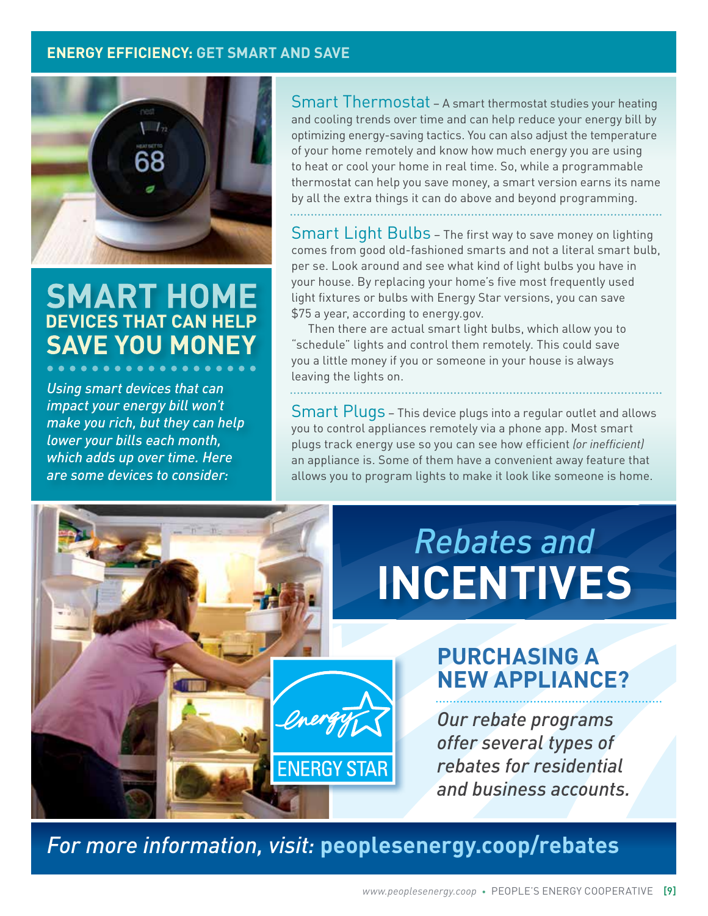## ENERGY EFFICIENCY: GET SMART AND SAVE

# SMART HOME DEVICES THAT CAN HELP SAVE YOU MONEY

*Using smart devices that can impact your energy bill won't make you rich, but they can help lower your bills each month, which adds up over time. Here are some devices to consider:*

**Smart Thermostat** – A smart thermostat studies your heating and cooling trends over time and can help reduce your energy bill by optimizing energy-saving tactics. You can also adjust the temperature of your home remotely and know how much energy you are using to heat or cool your home in real time. So, while a programmable thermostat can help you save money, a smart version earns its name by all the extra things it can do above and beyond programming.

**Smart Light Bulbs** – The first way to save money on lighting comes from good old-fashioned smarts and not a literal smart bulb, per se. Look around and see what kind of light bulbs you have in your house. By replacing your home's five most frequently used light fixtures or bulbs with Energy Star versions, you can save $75 a year, according to energy.gov.

Then there are actual smart light bulbs, which allow you to "schedule" lights and control them remotely. This could save you a little money if you or someone in your house is always leaving the lights on.

**Smart Plugs** – This device plugs into a regular outlet and allows you to control appliances remotely via a phone app. Most smart plugs track energy use so you can see how efficient *(or inefficient)* an appliance is. Some of them have a convenient away feature that allows you to program lights to make it look like someone is home.

# *Rebates and* INCENTIVES

ENERGY STAR

## PURCHASING A NEW APPLIANCE?

*Our rebate programs offer several types of rebates for residential and business accounts.*

*For more information, visit:* **peoplesenergy.coop/rebates**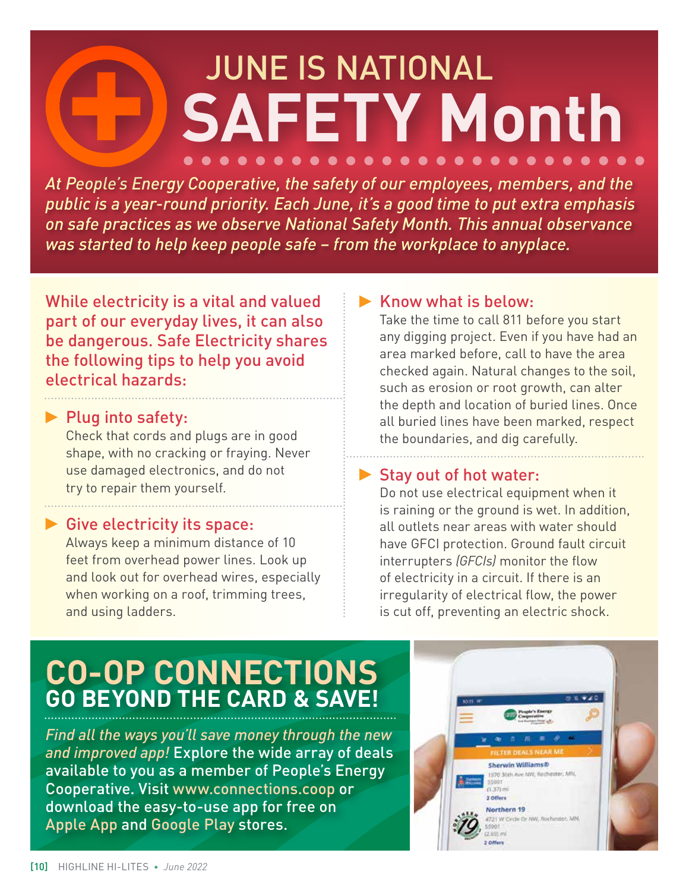# JUNE IS NATIONAL SAFETY Month

*At People's Energy Cooperative, the safety of our employees, members, and the public is a year-round priority. Each June, it's a good time to put extra emphasis on safe practices as we observe National Safety Month. This annual observance was started to help keep people safe – from the workplace to anyplace.*

While electricity is a vital and valued part of our everyday lives, it can also be dangerous. Safe Electricity shares the following tips to help you avoid electrical hazards:

### Plug into safety:

Check that cords and plugs are in good shape, with no cracking or fraying. Never use damaged electronics, and do not try to repair them yourself.

### Give electricity its space:

Always keep a minimum distance of 10 feet from overhead power lines. Look up and look out for overhead wires, especially when working on a roof, trimming trees, and using ladders.

### Know what is below:

Take the time to call 811 before you start any digging project. Even if you have had an area marked before, call to have the area checked again. Natural changes to the soil, such as erosion or root growth, can alter the depth and location of buried lines. Once all buried lines have been marked, respect the boundaries, and dig carefully.

### Stay out of hot water:

Do not use electrical equipment when it is raining or the ground is wet. In addition, all outlets near areas with water should have GFCI protection. Ground fault circuit interrupters *(GFCIs)* monitor the flow of electricity in a circuit. If there is an irregularity of electrical flow, the power is cut off, preventing an electric shock.

# CO-OP CONNECTIONS

## GO BEYOND THE CARD & SAVE!

*Find all the ways you'll save money through the new and improved app!* Explore the wide array of deals available to you as a member of People's Energy Cooperative. Visit www.connections.coop or download the easy-to-use app for free on Apple App and Google Play stores.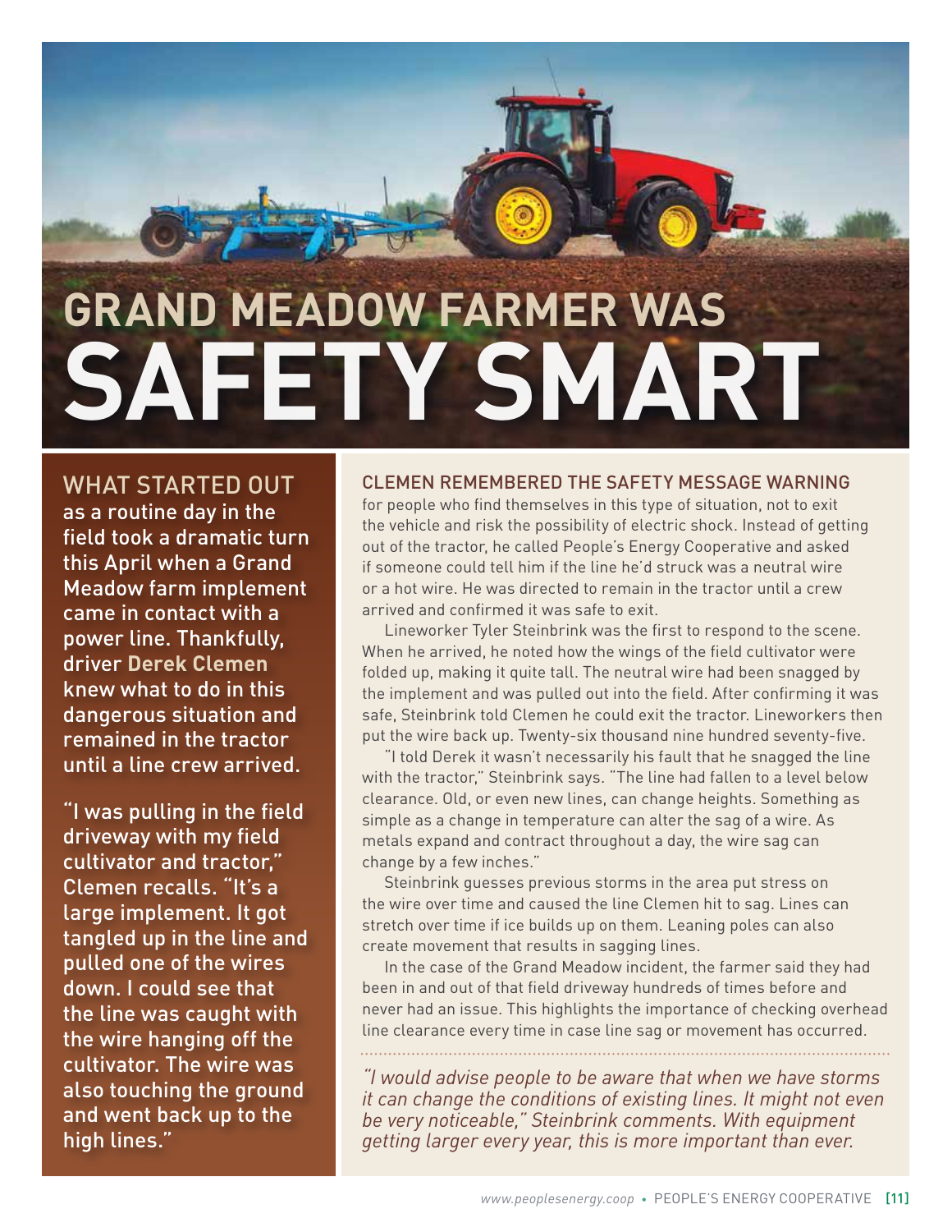# GRAND MEADOW FARMER WAS SAFETY SMART

WHAT STARTED OUT as a routine day in the field took a dramatic turn this April when a Grand Meadow farm implement came in contact with a power line. Thankfully, driver **Derek Clemen** knew what to do in this dangerous situation and remained in the tractor until a line crew arrived.

"I was pulling in the field driveway with my field cultivator and tractor," Clemen recalls. "It's a large implement. It got tangled up in the line and pulled one of the wires down. I could see that the line was caught with the wire hanging off the cultivator. The wire was also touching the ground and went back up to the high lines."

CLEMEN REMEMBERED THE SAFETY MESSAGE WARNING for people who find themselves in this type of situation, not to exit the vehicle and risk the possibility of electric shock. Instead of getting out of the tractor, he called People's Energy Cooperative and asked if someone could tell him if the line he'd struck was a neutral wire or a hot wire. He was directed to remain in the tractor until a crew arrived and confirmed it was safe to exit.

Lineworker Tyler Steinbrink was the first to respond to the scene. When he arrived, he noted how the wings of the field cultivator were folded up, making it quite tall. The neutral wire had been snagged by the implement and was pulled out into the field. After confirming it was safe, Steinbrink told Clemen he could exit the tractor. Lineworkers then put the wire back up. Twenty-six thousand nine hundred seventy-five.

"I told Derek it wasn't necessarily his fault that he snagged the line with the tractor," Steinbrink says. "The line had fallen to a level below clearance. Old, or even new lines, can change heights. Something as simple as a change in temperature can alter the sag of a wire. As metals expand and contract throughout a day, the wire sag can change by a few inches."

Steinbrink guesses previous storms in the area put stress on the wire over time and caused the line Clemen hit to sag. Lines can stretch over time if ice builds up on them. Leaning poles can also create movement that results in sagging lines.

In the case of the Grand Meadow incident, the farmer said they had been in and out of that field driveway hundreds of times before and never had an issue. This highlights the importance of checking overhead line clearance every time in case line sag or movement has occurred.

*"I would advise people to be aware that when we have storms it can change the conditions of existing lines. It might not even be very noticeable," Steinbrink comments. With equipment getting larger every year, this is more important than ever.*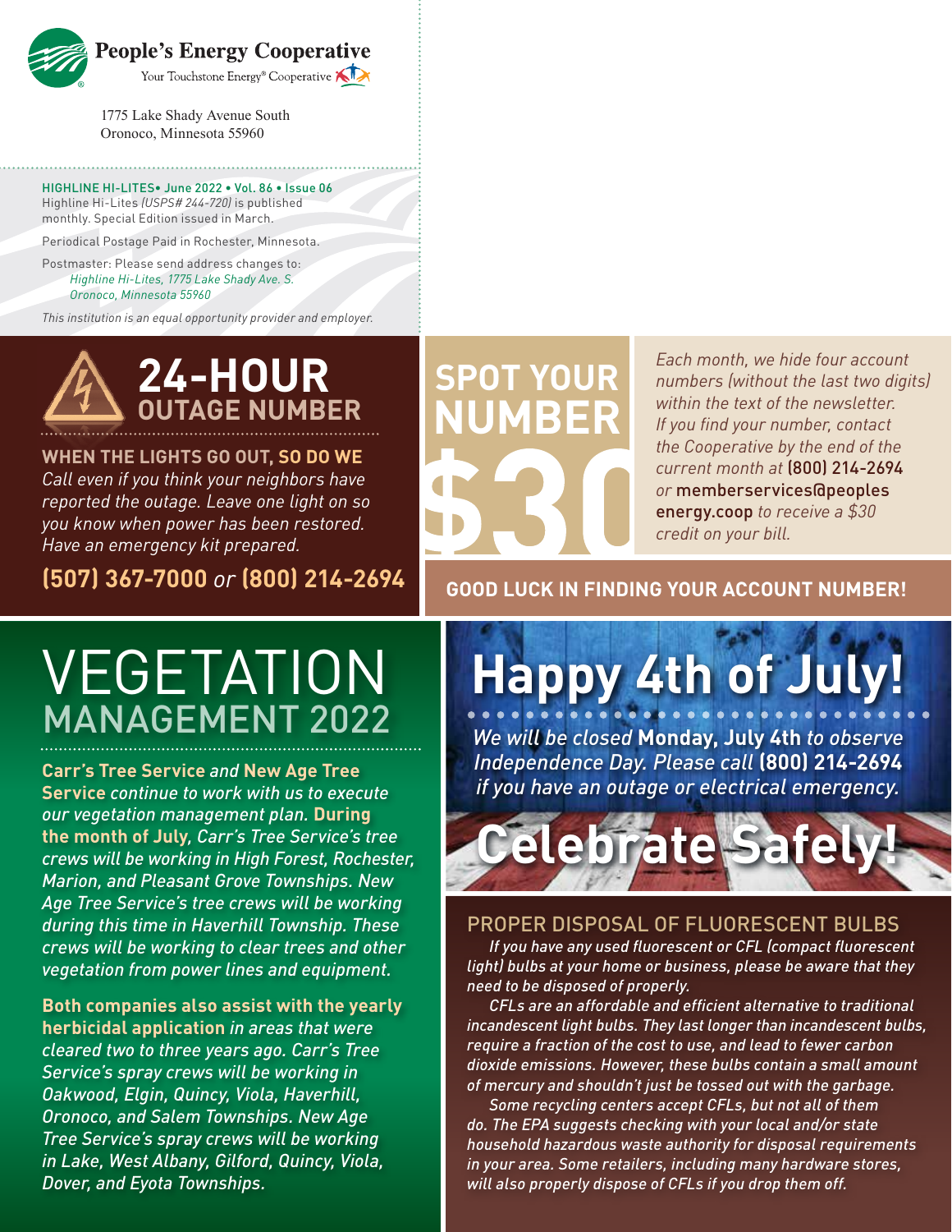**People's Energy Cooperative**
Your Touchstone Energy® Cooperative

1775 Lake Shady Avenue South
Oronoco, Minnesota 55960

HIGHLINE HI-LITES• June 2022 • Vol. 86 • Issue 06
Highline Hi-Lites *(USPS# 244-720)* is published monthly. Special Edition issued in March.

Periodical Postage Paid in Rochester, Minnesota.

Postmaster: Please send address changes to:
*Highline Hi-Lites, 1775 Lake Shady Ave. S. Oronoco, Minnesota 55960*

*This institution is an equal opportunity provider and employer.*

## 24-HOUR OUTAGE NUMBER

**WHEN THE LIGHTS GO OUT, SO DO WE**
*Call even if you think your neighbors have reported the outage. Leave one light on so you know when power has been restored. Have an emergency kit prepared.*

**(507) 367-7000** *or* **(800) 214-2694**

## SPOT YOUR NUMBER $30

*Each month, we hide four account numbers (without the last two digits) within the text of the newsletter. If you find your number, contact the Cooperative by the end of the current month at* (800) 214-2694 *or* memberservices@peoplesenergy.coop *to receive a $30 credit on your bill.*

**GOOD LUCK IN FINDING YOUR ACCOUNT NUMBER!**

# VEGETATION MANAGEMENT 2022

**Carr's Tree Service** *and* **New Age Tree Service** *continue to work with us to execute our vegetation management plan.* **During the month of July,** *Carr's Tree Service's tree crews will be working in High Forest, Rochester, Marion, and Pleasant Grove Townships. New Age Tree Service's tree crews will be working during this time in Haverhill Township. These crews will be working to clear trees and other vegetation from power lines and equipment.*

**Both companies also assist with the yearly herbicidal application** *in areas that were cleared two to three years ago. Carr's Tree Service's spray crews will be working in Oakwood, Elgin, Quincy, Viola, Haverhill, Oronoco, and Salem Townships. New Age Tree Service's spray crews will be working in Lake, West Albany, Gilford, Quincy, Viola, Dover, and Eyota Townships.*

# Happy 4th of July!

*We will be closed* **Monday, July 4th** *to observe Independence Day. Please call* **(800) 214-2694** *if you have an outage or electrical emergency.*

## Celebrate Safely!

## PROPER DISPOSAL OF FLUORESCENT BULBS

*If you have any used fluorescent or CFL (compact fluorescent light) bulbs at your home or business, please be aware that they need to be disposed of properly.*

*CFLs are an affordable and efficient alternative to traditional incandescent light bulbs. They last longer than incandescent bulbs, require a fraction of the cost to use, and lead to fewer carbon dioxide emissions. However, these bulbs contain a small amount of mercury and shouldn't just be tossed out with the garbage.*

*Some recycling centers accept CFLs, but not all of them do. The EPA suggests checking with your local and/or state household hazardous waste authority for disposal requirements in your area. Some retailers, including many hardware stores, will also properly dispose of CFLs if you drop them off.*